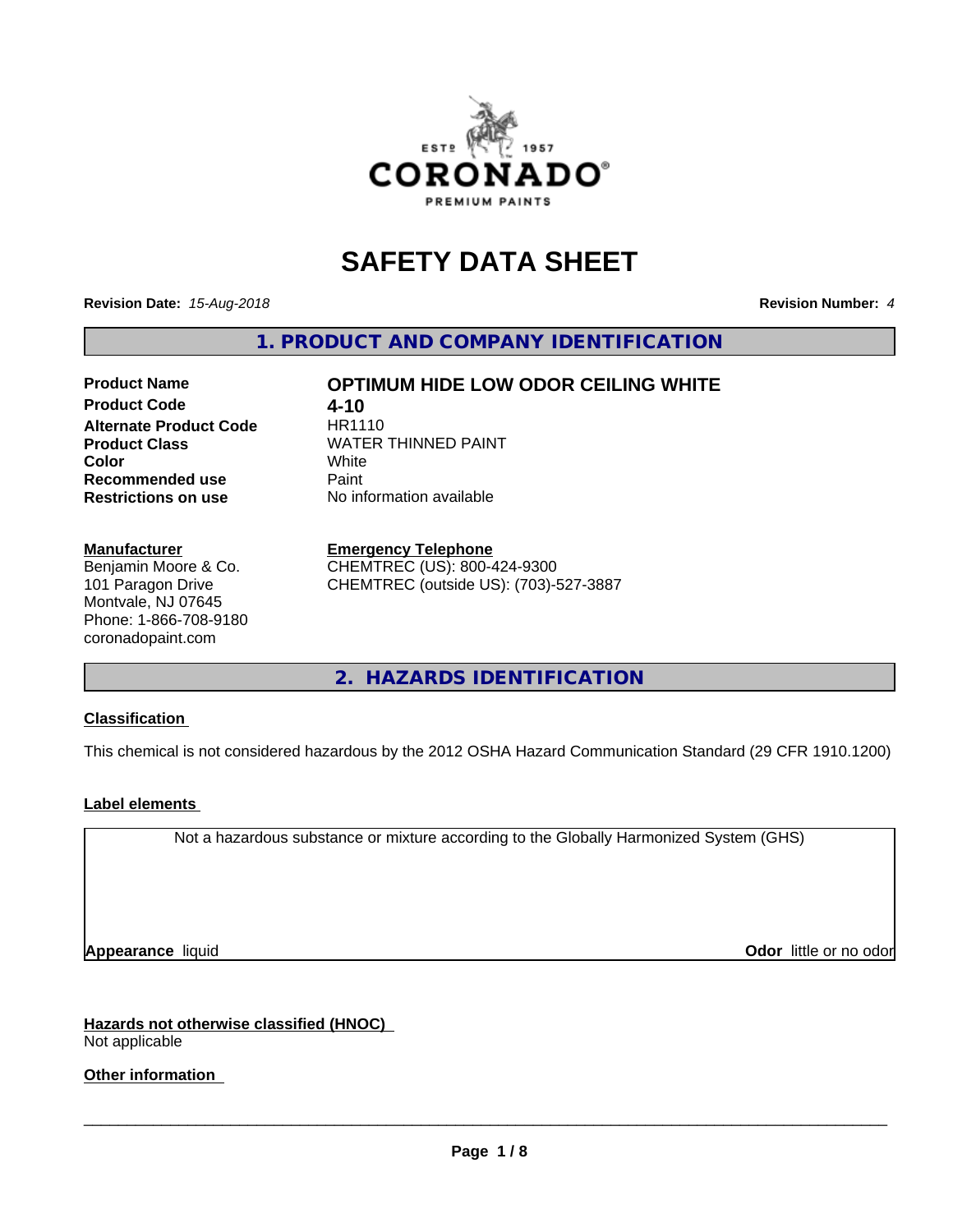# SAFETY DATA SHEET

**Revision Date:** *15-Aug-2018* **Revision Number:** *4*

## 1. PRODUCT AND COMPANY IDENTIFICATION

| | |
|---|---|
| **Product Name** | **OPTIMUM HIDE LOW ODOR CEILING WHITE** |
| **Product Code** | **4-10** |
| **Alternate Product Code** | HR1110 |
| **Product Class** | WATER THINNED PAINT |
| **Color** | White |
| **Recommended use** | Paint |
| **Restrictions on use** | No information available |

**Manufacturer**
Benjamin Moore & Co.
101 Paragon Drive
Montvale, NJ 07645
Phone: 1-866-708-9180
coronadopaint.com

**Emergency Telephone**
CHEMTREC (US): 800-424-9300
CHEMTREC (outside US): (703)-527-3887

## 2. HAZARDS IDENTIFICATION

**Classification**

This chemical is not considered hazardous by the 2012 OSHA Hazard Communication Standard (29 CFR 1910.1200)

**Label elements**

Not a hazardous substance or mixture according to the Globally Harmonized System (GHS)

**Appearance** liquid **Odor** little or no odor

**Hazards not otherwise classified (HNOC)**
Not applicable

**Other information**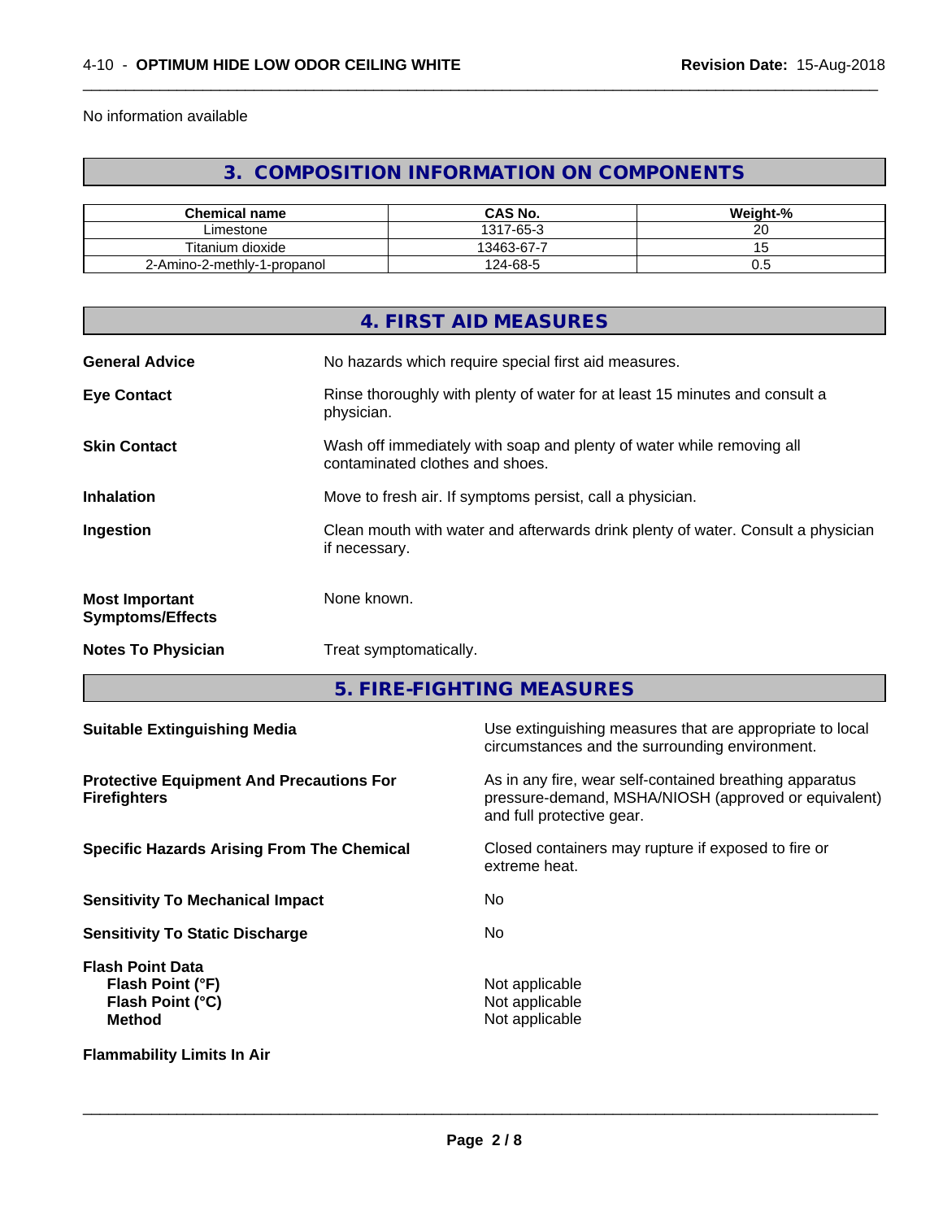No information available

## 3. COMPOSITION INFORMATION ON COMPONENTS

| Chemical name | CAS No. | Weight-% |
| --- | --- | --- |
| Limestone | 1317-65-3 | 20 |
| Titanium dioxide | 13463-67-7 | 15 |
| 2-Amino-2-methly-1-propanol | 124-68-5 | 0.5 |

## 4. FIRST AID MEASURES

**General Advice** No hazards which require special first aid measures.

**Eye Contact** Rinse thoroughly with plenty of water for at least 15 minutes and consult a physician.

**Skin Contact** Wash off immediately with soap and plenty of water while removing all contaminated clothes and shoes.

**Inhalation** Move to fresh air. If symptoms persist, call a physician.

**Ingestion** Clean mouth with water and afterwards drink plenty of water. Consult a physician if necessary.

**Most Important Symptoms/Effects** None known.

**Notes To Physician** Treat symptomatically.

## 5. FIRE-FIGHTING MEASURES

**Suitable Extinguishing Media** Use extinguishing measures that are appropriate to local circumstances and the surrounding environment.

**Protective Equipment And Precautions For Firefighters** As in any fire, wear self-contained breathing apparatus pressure-demand, MSHA/NIOSH (approved or equivalent) and full protective gear.

**Specific Hazards Arising From The Chemical** Closed containers may rupture if exposed to fire or extreme heat.

**Sensitivity To Mechanical Impact** No

**Sensitivity To Static Discharge** No

**Flash Point Data**
**Flash Point (°F)** Not applicable
**Flash Point (°C)** Not applicable
**Method** Not applicable

**Flammability Limits In Air**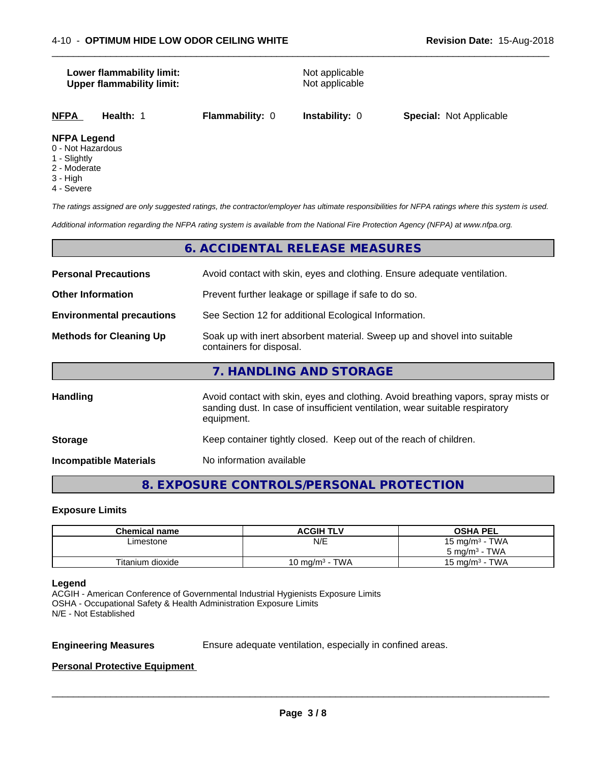**Lower flammability limit:** Not applicable
**Upper flammability limit:** Not applicable

| **NFPA** | **Health:** 1 | **Flammability:** 0 | **Instability:** 0 | **Special:** Not Applicable |
|---|---|---|---|---|

**NFPA Legend**
0 - Not Hazardous
1 - Slightly
2 - Moderate
3 - High
4 - Severe

*The ratings assigned are only suggested ratings, the contractor/employer has ultimate responsibilities for NFPA ratings where this system is used.*

*Additional information regarding the NFPA rating system is available from the National Fire Protection Agency (NFPA) at www.nfpa.org.*

## 6. ACCIDENTAL RELEASE MEASURES

**Personal Precautions** Avoid contact with skin, eyes and clothing. Ensure adequate ventilation.

**Other Information** Prevent further leakage or spillage if safe to do so.

**Environmental precautions** See Section 12 for additional Ecological Information.

**Methods for Cleaning Up** Soak up with inert absorbent material. Sweep up and shovel into suitable containers for disposal.

## 7. HANDLING AND STORAGE

**Handling** Avoid contact with skin, eyes and clothing. Avoid breathing vapors, spray mists or sanding dust. In case of insufficient ventilation, wear suitable respiratory equipment.

**Storage** Keep container tightly closed. Keep out of the reach of children.

**Incompatible Materials** No information available

## 8. EXPOSURE CONTROLS/PERSONAL PROTECTION

### Exposure Limits

| Chemical name | ACGIH TLV | OSHA PEL |
|---|---|---|
| Limestone | N/E | 15 mg/m³ - TWA<br>5 mg/m³ - TWA |
| Titanium dioxide | 10 mg/m³ - TWA | 15 mg/m³ - TWA |

**Legend**
ACGIH - American Conference of Governmental Industrial Hygienists Exposure Limits
OSHA - Occupational Safety & Health Administration Exposure Limits
N/E - Not Established

**Engineering Measures** Ensure adequate ventilation, especially in confined areas.

**Personal Protective Equipment**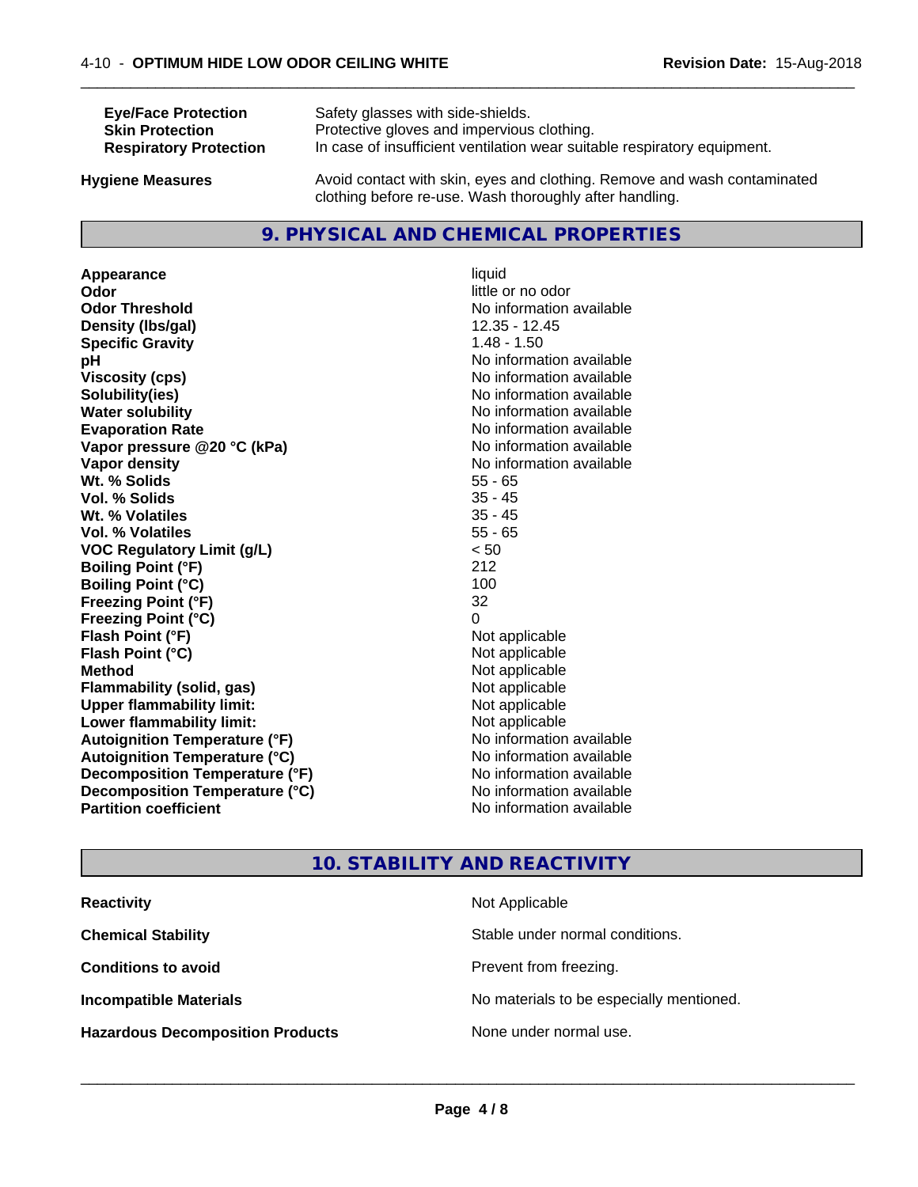| | |
|---|---|
| **Eye/Face Protection** | Safety glasses with side-shields. |
| **Skin Protection** | Protective gloves and impervious clothing. |
| **Respiratory Protection** | In case of insufficient ventilation wear suitable respiratory equipment. |

**Hygiene Measures** — Avoid contact with skin, eyes and clothing. Remove and wash contaminated clothing before re-use. Wash thoroughly after handling.

## 9. PHYSICAL AND CHEMICAL PROPERTIES

| | |
|---|---|
| **Appearance** | liquid |
| **Odor** | little or no odor |
| **Odor Threshold** | No information available |
| **Density (lbs/gal)** | 12.35 - 12.45 |
| **Specific Gravity** | 1.48 - 1.50 |
| **pH** | No information available |
| **Viscosity (cps)** | No information available |
| **Solubility(ies)** | No information available |
| **Water solubility** | No information available |
| **Evaporation Rate** | No information available |
| **Vapor pressure @20 °C (kPa)** | No information available |
| **Vapor density** | No information available |
| **Wt. % Solids** | 55 - 65 |
| **Vol. % Solids** | 35 - 45 |
| **Wt. % Volatiles** | 35 - 45 |
| **Vol. % Volatiles** | 55 - 65 |
| **VOC Regulatory Limit (g/L)** | < 50 |
| **Boiling Point (°F)** | 212 |
| **Boiling Point (°C)** | 100 |
| **Freezing Point (°F)** | 32 |
| **Freezing Point (°C)** | 0 |
| **Flash Point (°F)** | Not applicable |
| **Flash Point (°C)** | Not applicable |
| **Method** | Not applicable |
| **Flammability (solid, gas)** | Not applicable |
| **Upper flammability limit:** | Not applicable |
| **Lower flammability limit:** | Not applicable |
| **Autoignition Temperature (°F)** | No information available |
| **Autoignition Temperature (°C)** | No information available |
| **Decomposition Temperature (°F)** | No information available |
| **Decomposition Temperature (°C)** | No information available |
| **Partition coefficient** | No information available |

## 10. STABILITY AND REACTIVITY

| | |
|---|---|
| **Reactivity** | Not Applicable |
| **Chemical Stability** | Stable under normal conditions. |
| **Conditions to avoid** | Prevent from freezing. |
| **Incompatible Materials** | No materials to be especially mentioned. |
| **Hazardous Decomposition Products** | None under normal use. |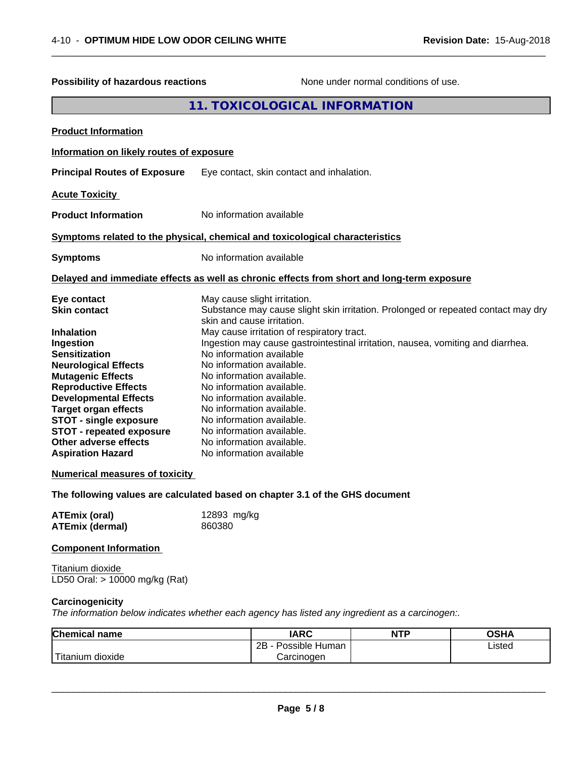**Possibility of hazardous reactions** None under normal conditions of use.

## 11. TOXICOLOGICAL INFORMATION

**Product Information**

**Information on likely routes of exposure**

**Principal Routes of Exposure** Eye contact, skin contact and inhalation.

**Acute Toxicity**

**Product Information** No information available

**Symptoms related to the physical, chemical and toxicological characteristics**

**Symptoms** No information available

**Delayed and immediate effects as well as chronic effects from short and long-term exposure**

**Eye contact** May cause slight irritation.
**Skin contact** Substance may cause slight skin irritation. Prolonged or repeated contact may dry skin and cause irritation.
**Inhalation** May cause irritation of respiratory tract.
**Ingestion** Ingestion may cause gastrointestinal irritation, nausea, vomiting and diarrhea.
**Sensitization** No information available
**Neurological Effects** No information available.
**Mutagenic Effects** No information available.
**Reproductive Effects** No information available.
**Developmental Effects** No information available.
**Target organ effects** No information available.
**STOT - single exposure** No information available.
**STOT - repeated exposure** No information available.
**Other adverse effects** No information available.
**Aspiration Hazard** No information available

**Numerical measures of toxicity**

**The following values are calculated based on chapter 3.1 of the GHS document**

**ATEmix (oral)** 12893 mg/kg
**ATEmix (dermal)** 860380

**Component Information**

Titanium dioxide
LD50 Oral: > 10000 mg/kg (Rat)

**Carcinogenicity**

*The information below indicates whether each agency has listed any ingredient as a carcinogen:.*

| Chemical name | IARC | NTP | OSHA |
|---|---|---|---|
| Titanium dioxide | 2B - Possible Human Carcinogen | | Listed |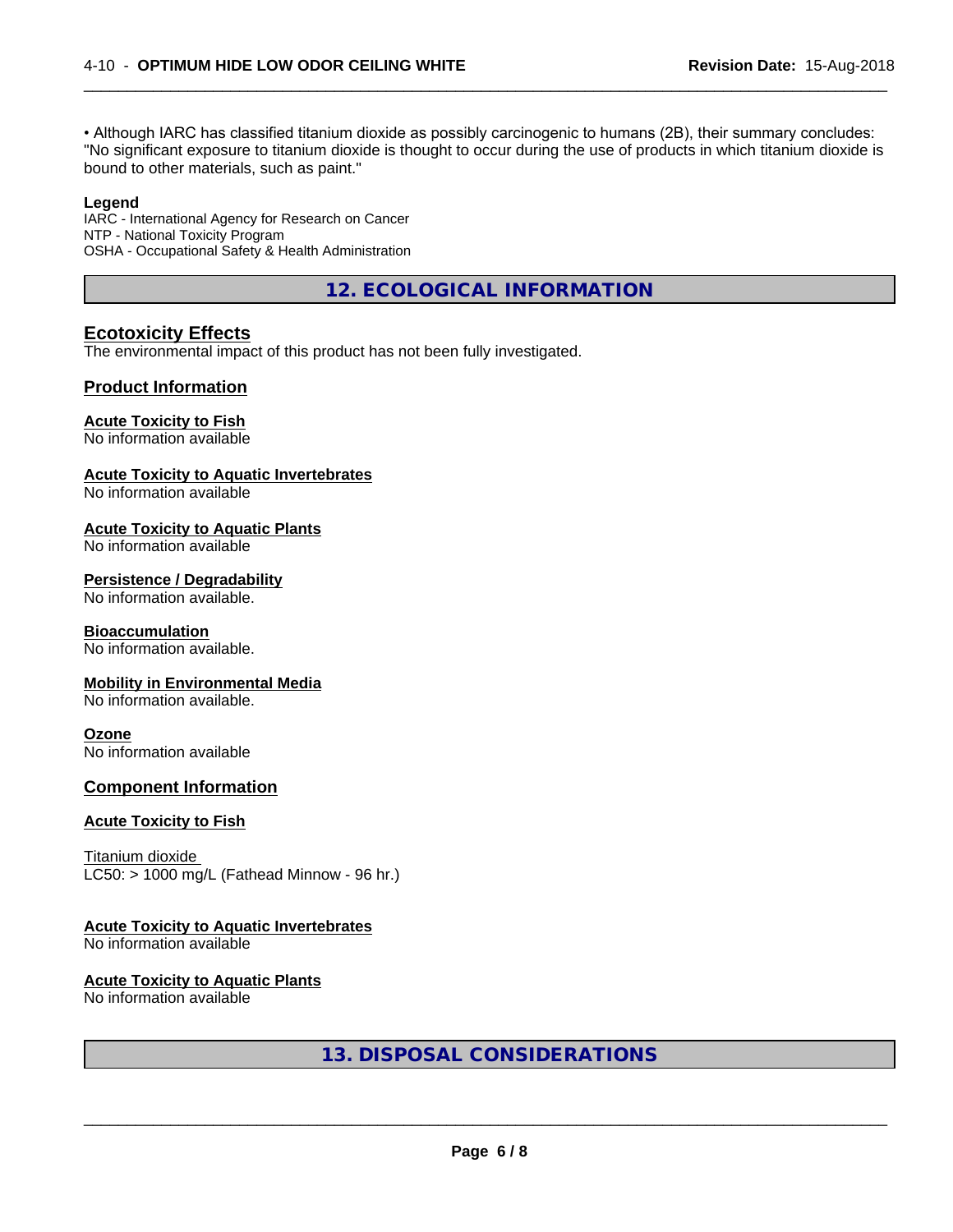• Although IARC has classified titanium dioxide as possibly carcinogenic to humans (2B), their summary concludes: "No significant exposure to titanium dioxide is thought to occur during the use of products in which titanium dioxide is bound to other materials, such as paint."

**Legend**

IARC - International Agency for Research on Cancer
NTP - National Toxicity Program
OSHA - Occupational Safety & Health Administration

## 12. ECOLOGICAL INFORMATION

### Ecotoxicity Effects

The environmental impact of this product has not been fully investigated.

### Product Information

**Acute Toxicity to Fish**

No information available

**Acute Toxicity to Aquatic Invertebrates**

No information available

**Acute Toxicity to Aquatic Plants**

No information available

**Persistence / Degradability**

No information available.

**Bioaccumulation**

No information available.

**Mobility in Environmental Media**

No information available.

**Ozone**

No information available

### Component Information

**Acute Toxicity to Fish**

Titanium dioxide
LC50: > 1000 mg/L (Fathead Minnow - 96 hr.)

**Acute Toxicity to Aquatic Invertebrates**

No information available

**Acute Toxicity to Aquatic Plants**

No information available

## 13. DISPOSAL CONSIDERATIONS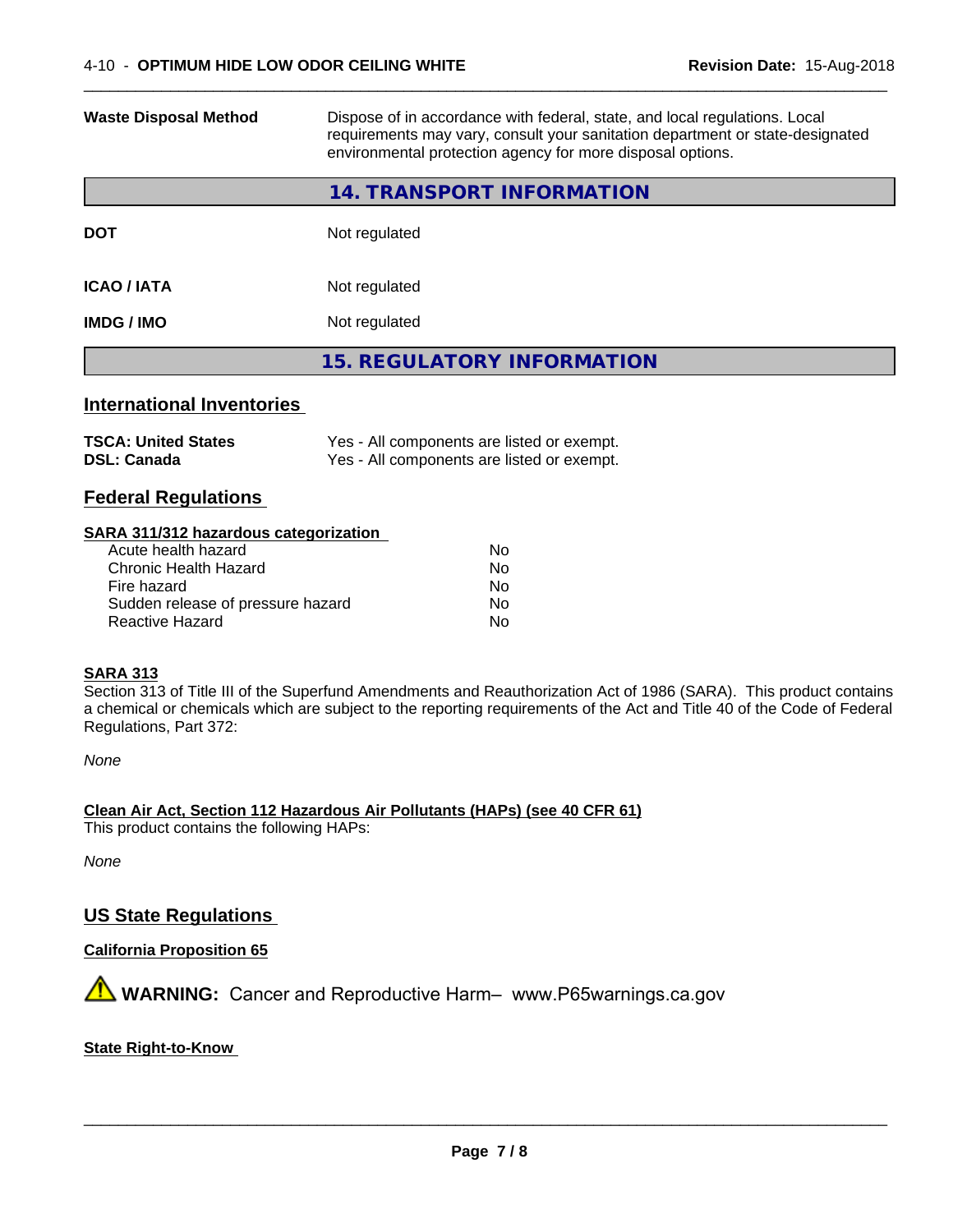| | |
|---|---|
| **Waste Disposal Method** | Dispose of in accordance with federal, state, and local regulations. Local requirements may vary, consult your sanitation department or state-designated environmental protection agency for more disposal options. |

## 14. TRANSPORT INFORMATION

| | |
|---|---|
| **DOT** | Not regulated |
| **ICAO / IATA** | Not regulated |
| **IMDG / IMO** | Not regulated |

## 15. REGULATORY INFORMATION

### International Inventories

| | |
|---|---|
| **TSCA: United States** | Yes - All components are listed or exempt. |
| **DSL: Canada** | Yes - All components are listed or exempt. |

### Federal Regulations

**SARA 311/312 hazardous categorization**

| | |
|---|---|
| Acute health hazard | No |
| Chronic Health Hazard | No |
| Fire hazard | No |
| Sudden release of pressure hazard | No |
| Reactive Hazard | No |

**SARA 313**

Section 313 of Title III of the Superfund Amendments and Reauthorization Act of 1986 (SARA). This product contains a chemical or chemicals which are subject to the reporting requirements of the Act and Title 40 of the Code of Federal Regulations, Part 372:

*None*

**Clean Air Act, Section 112 Hazardous Air Pollutants (HAPs) (see 40 CFR 61)**

This product contains the following HAPs:

*None*

### US State Regulations

**California Proposition 65**

⚠ **WARNING:** Cancer and Reproductive Harm– www.P65warnings.ca.gov

**State Right-to-Know**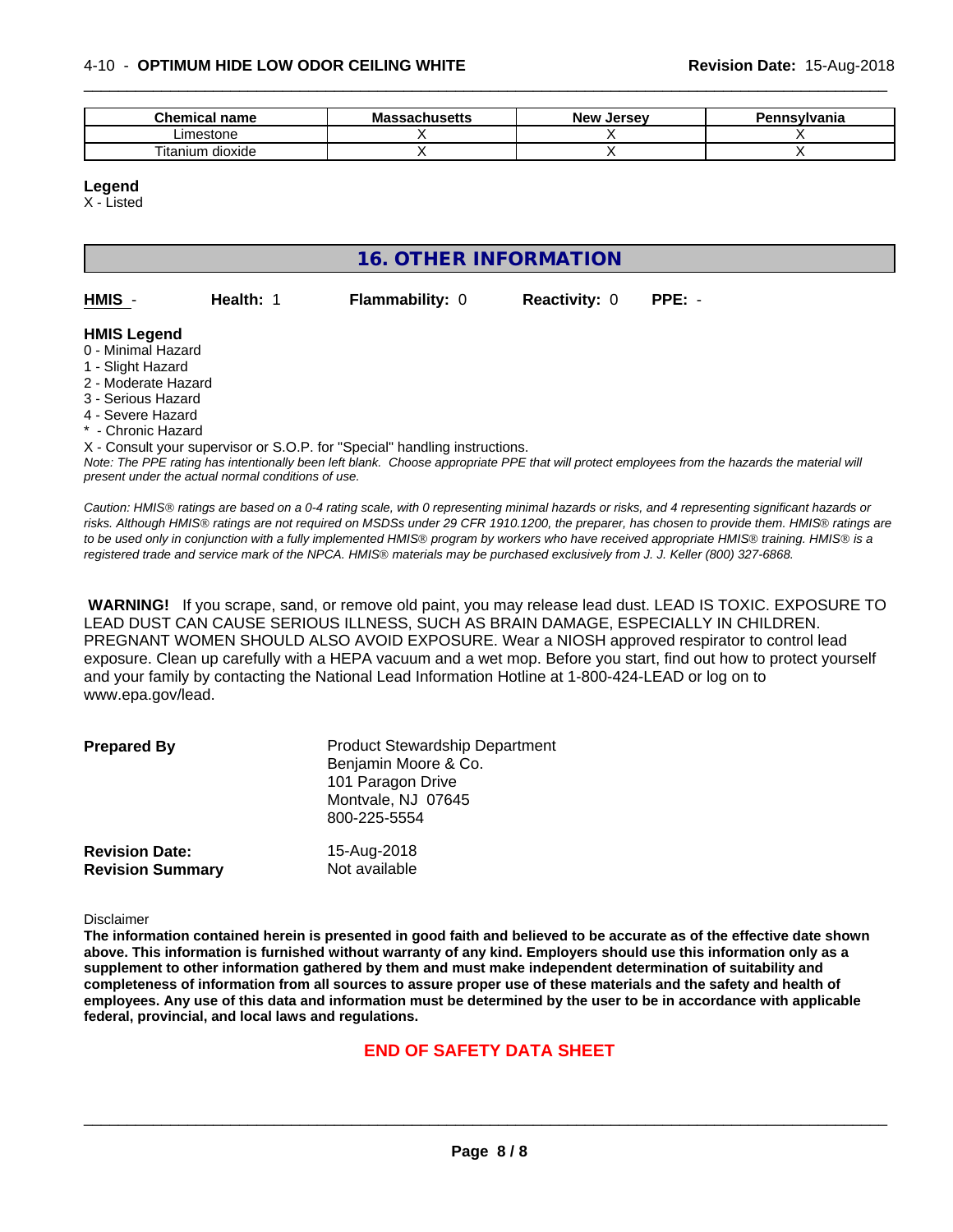| Chemical name | Massachusetts | New Jersey | Pennsylvania |
| --- | --- | --- | --- |
| Limestone | X | X | X |
| Titanium dioxide | X | X | X |

**Legend**
X - Listed

## 16. OTHER INFORMATION

**HMIS** - **Health:** 1 **Flammability:** 0 **Reactivity:** 0 **PPE:** -

**HMIS Legend**
0 - Minimal Hazard
1 - Slight Hazard
2 - Moderate Hazard
3 - Serious Hazard
4 - Severe Hazard
* - Chronic Hazard
X - Consult your supervisor or S.O.P. for "Special" handling instructions.

*Note: The PPE rating has intentionally been left blank. Choose appropriate PPE that will protect employees from the hazards the material will present under the actual normal conditions of use.*

*Caution: HMIS® ratings are based on a 0-4 rating scale, with 0 representing minimal hazards or risks, and 4 representing significant hazards or risks. Although HMIS® ratings are not required on MSDSs under 29 CFR 1910.1200, the preparer, has chosen to provide them. HMIS® ratings are to be used only in conjunction with a fully implemented HMIS® program by workers who have received appropriate HMIS® training. HMIS® is a registered trade and service mark of the NPCA. HMIS® materials may be purchased exclusively from J. J. Keller (800) 327-6868.*

**WARNING!** If you scrape, sand, or remove old paint, you may release lead dust. LEAD IS TOXIC. EXPOSURE TO LEAD DUST CAN CAUSE SERIOUS ILLNESS, SUCH AS BRAIN DAMAGE, ESPECIALLY IN CHILDREN. PREGNANT WOMEN SHOULD ALSO AVOID EXPOSURE. Wear a NIOSH approved respirator to control lead exposure. Clean up carefully with a HEPA vacuum and a wet mop. Before you start, find out how to protect yourself and your family by contacting the National Lead Information Hotline at 1-800-424-LEAD or log on to www.epa.gov/lead.

**Prepared By**
Product Stewardship Department
Benjamin Moore & Co.
101 Paragon Drive
Montvale, NJ 07645
800-225-5554

**Revision Date:** 15-Aug-2018
**Revision Summary** Not available

Disclaimer

**The information contained herein is presented in good faith and believed to be accurate as of the effective date shown above. This information is furnished without warranty of any kind. Employers should use this information only as a supplement to other information gathered by them and must make independent determination of suitability and completeness of information from all sources to assure proper use of these materials and the safety and health of employees. Any use of this data and information must be determined by the user to be in accordance with applicable federal, provincial, and local laws and regulations.**

**END OF SAFETY DATA SHEET**